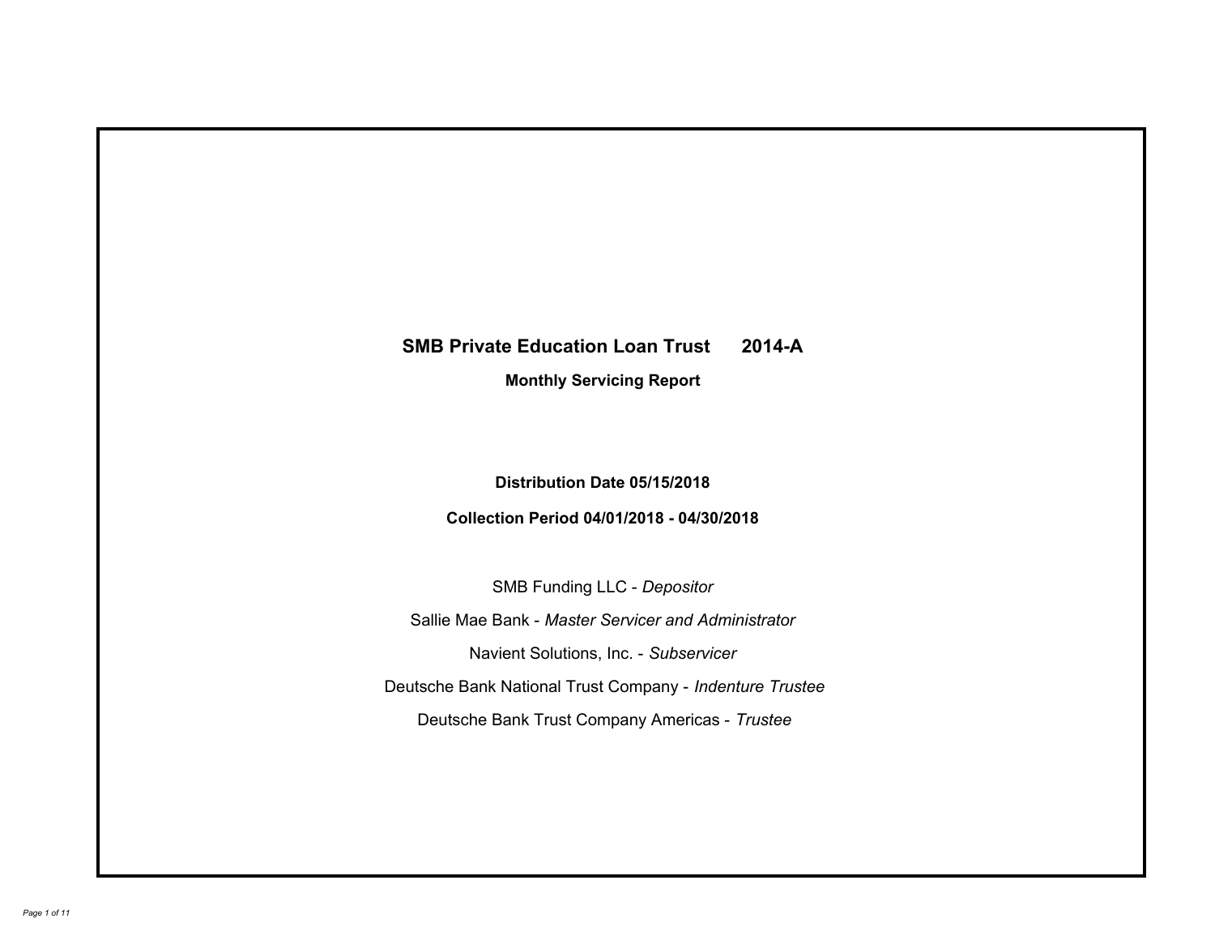# SMB Private Education Loan Trust 2014-A

## Monthly Servicing Report

**Distribution Date 05/15/2018**

**Collection Period 04/01/2018 - 04/30/2018**

SMB Funding LLC - *Depositor*

Sallie Mae Bank - *Master Servicer and Administrator*

Navient Solutions, Inc. - *Subservicer*

Deutsche Bank National Trust Company - *Indenture Trustee*

Deutsche Bank Trust Company Americas - *Trustee*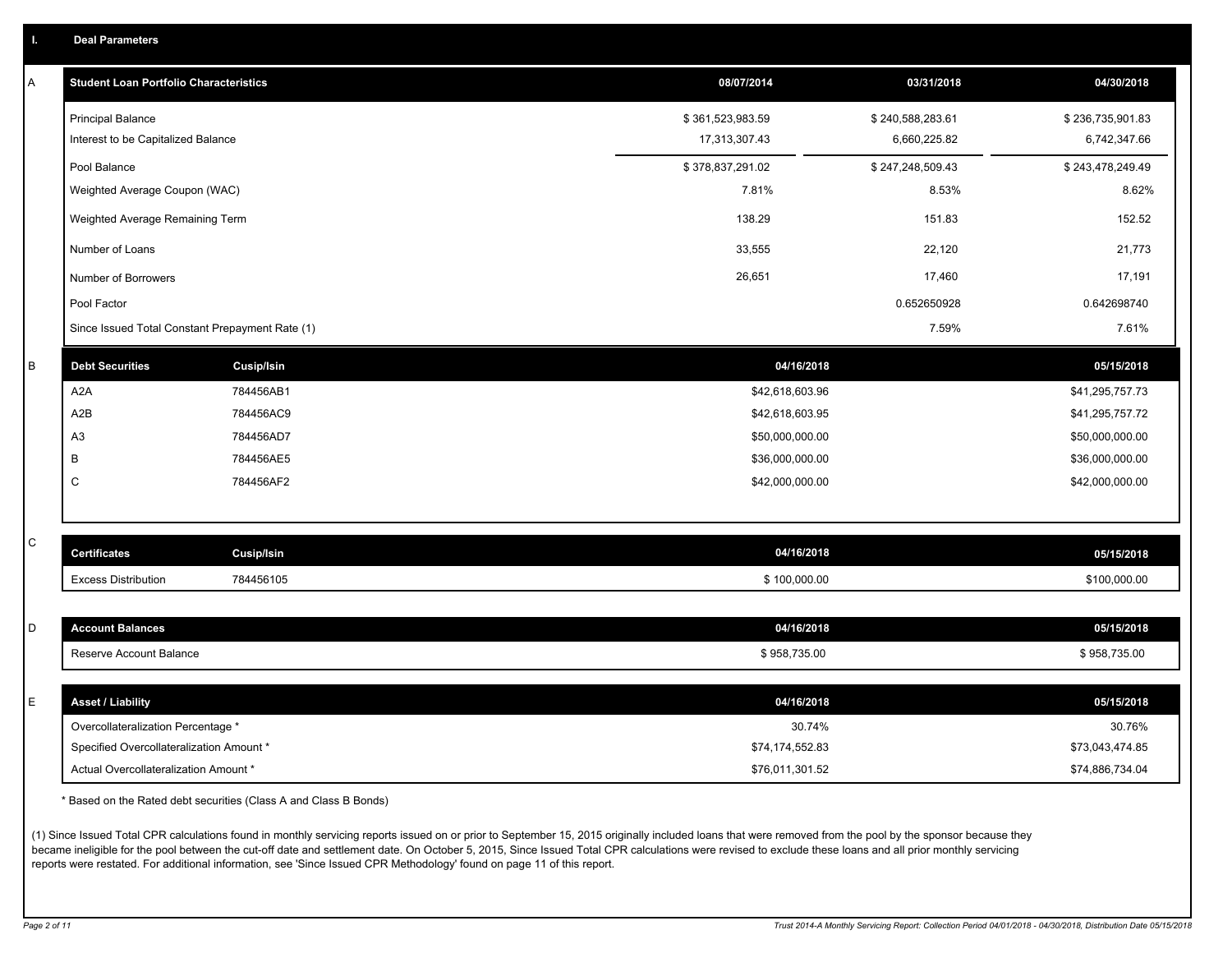## I. Deal Parameters

### A

| Student Loan Portfolio Characteristics | 08/07/2014 | 03/31/2018 | 04/30/2018 |
|---|---|---|---|
| Principal Balance | $ 361,523,983.59 | $ 240,588,283.61 | $ 236,735,901.83 |
| Interest to be Capitalized Balance | 17,313,307.43 | 6,660,225.82 | 6,742,347.66 |
| Pool Balance | $ 378,837,291.02 | $ 247,248,509.43 | $ 243,478,249.49 |
| Weighted Average Coupon (WAC) | 7.81% | 8.53% | 8.62% |
| Weighted Average Remaining Term | 138.29 | 151.83 | 152.52 |
| Number of Loans | 33,555 | 22,120 | 21,773 |
| Number of Borrowers | 26,651 | 17,460 | 17,191 |
| Pool Factor | | 0.652650928 | 0.642698740 |
| Since Issued Total Constant Prepayment Rate (1) | | 7.59% | 7.61% |

### B

| Debt Securities | Cusip/Isin | 04/16/2018 | 05/15/2018 |
|---|---|---|---|
| A2A | 784456AB1 | $42,618,603.96 | $41,295,757.73 |
| A2B | 784456AC9 | $42,618,603.95 | $41,295,757.72 |
| A3 | 784456AD7 | $50,000,000.00 | $50,000,000.00 |
| B | 784456AE5 | $36,000,000.00 | $36,000,000.00 |
| C | 784456AF2 | $42,000,000.00 | $42,000,000.00 |

### C

| Certificates | Cusip/Isin | 04/16/2018 | 05/15/2018 |
|---|---|---|---|
| Excess Distribution | 784456105 | $ 100,000.00 | $100,000.00 |

### D

| Account Balances | 04/16/2018 | 05/15/2018 |
|---|---|---|
| Reserve Account Balance | $ 958,735.00 | $ 958,735.00 |

### E

| Asset / Liability | 04/16/2018 | 05/15/2018 |
|---|---|---|
| Overcollateralization Percentage * | 30.74% | 30.76% |
| Specified Overcollateralization Amount * | $74,174,552.83 | $73,043,474.85 |
| Actual Overcollateralization Amount * | $76,011,301.52 | $74,886,734.04 |

* Based on the Rated debt securities (Class A and Class B Bonds)

(1) Since Issued Total CPR calculations found in monthly servicing reports issued on or prior to September 15, 2015 originally included loans that were removed from the pool by the sponsor because they became ineligible for the pool between the cut-off date and settlement date. On October 5, 2015, Since Issued Total CPR calculations were revised to exclude these loans and all prior monthly servicing reports were restated. For additional information, see 'Since Issued CPR Methodology' found on page 11 of this report.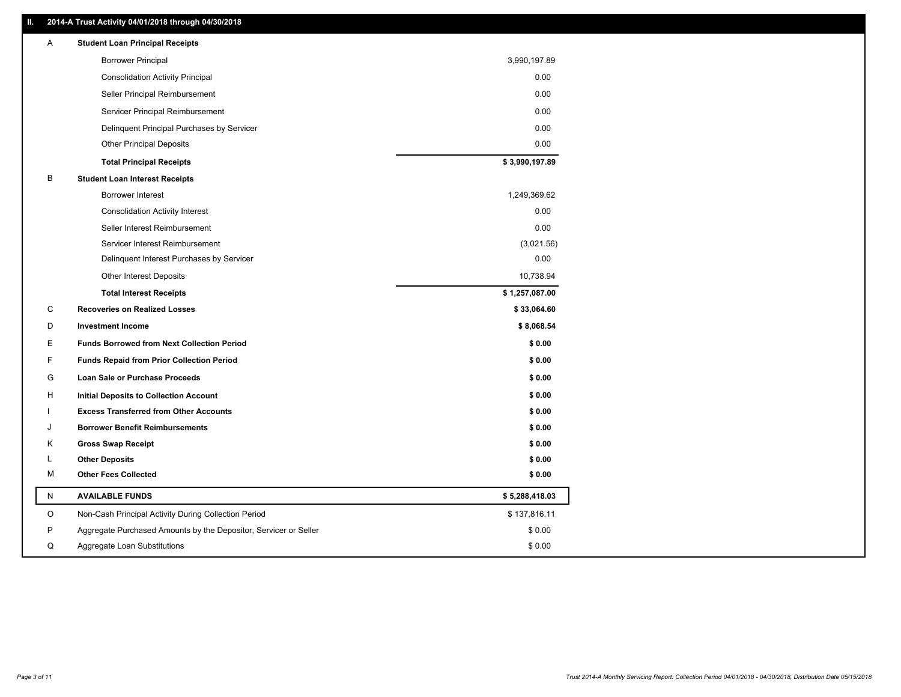## II. 2014-A Trust Activity 04/01/2018 through 04/30/2018

| | | |
|---|---|---|
| A | **Student Loan Principal Receipts** | |
| | Borrower Principal | 3,990,197.89 |
| | Consolidation Activity Principal | 0.00 |
| | Seller Principal Reimbursement | 0.00 |
| | Servicer Principal Reimbursement | 0.00 |
| | Delinquent Principal Purchases by Servicer | 0.00 |
| | Other Principal Deposits | 0.00 |
| | **Total Principal Receipts** | **$ 3,990,197.89** |
| B | **Student Loan Interest Receipts** | |
| | Borrower Interest | 1,249,369.62 |
| | Consolidation Activity Interest | 0.00 |
| | Seller Interest Reimbursement | 0.00 |
| | Servicer Interest Reimbursement | (3,021.56) |
| | Delinquent Interest Purchases by Servicer | 0.00 |
| | Other Interest Deposits | 10,738.94 |
| | **Total Interest Receipts** | **$ 1,257,087.00** |
| C | **Recoveries on Realized Losses** | **$ 33,064.60** |
| D | **Investment Income** | **$ 8,068.54** |
| E | **Funds Borrowed from Next Collection Period** | **$ 0.00** |
| F | **Funds Repaid from Prior Collection Period** | **$ 0.00** |
| G | **Loan Sale or Purchase Proceeds** | **$ 0.00** |
| H | **Initial Deposits to Collection Account** | **$ 0.00** |
| I | **Excess Transferred from Other Accounts** | **$ 0.00** |
| J | **Borrower Benefit Reimbursements** | **$ 0.00** |
| K | **Gross Swap Receipt** | **$ 0.00** |
| L | **Other Deposits** | **$ 0.00** |
| M | **Other Fees Collected** | **$ 0.00** |
| N | **AVAILABLE FUNDS** | **$ 5,288,418.03** |
| O | Non-Cash Principal Activity During Collection Period | $ 137,816.11 |
| P | Aggregate Purchased Amounts by the Depositor, Servicer or Seller | $ 0.00 |
| Q | Aggregate Loan Substitutions | $ 0.00 |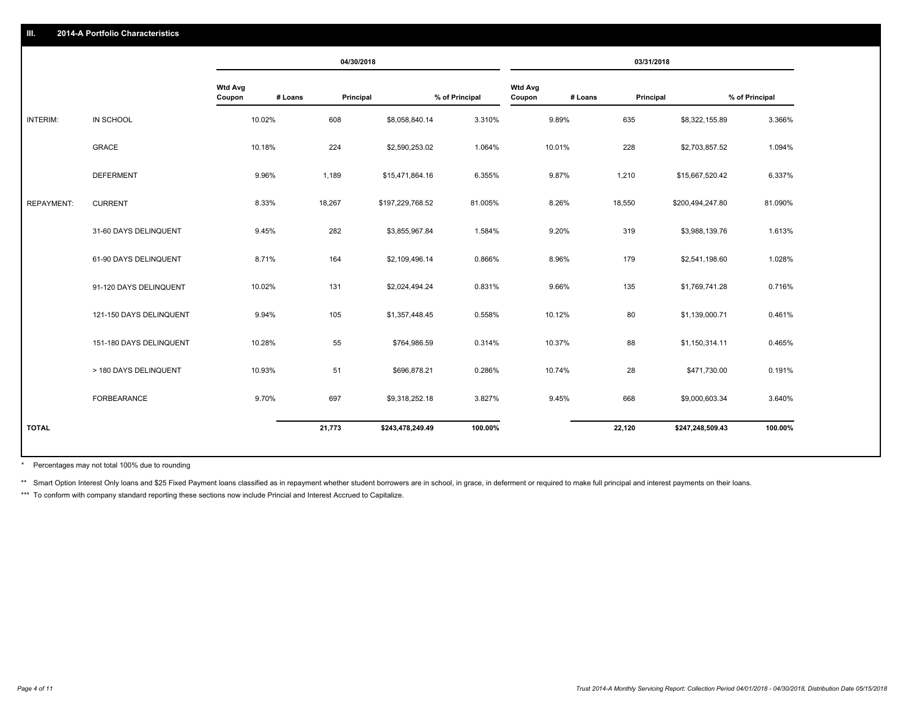## III. 2014-A Portfolio Characteristics

| | | 04/30/2018 | | | | 03/31/2018 | | | |
|---|---|---|---|---|---|---|---|---|---|
| | | Wtd Avg Coupon | # Loans | Principal | % of Principal | Wtd Avg Coupon | # Loans | Principal | % of Principal |
| INTERIM: | IN SCHOOL | 10.02% | 608 | $8,058,840.14 | 3.310% | 9.89% | 635 | $8,322,155.89 | 3.366% |
| | GRACE | 10.18% | 224 | $2,590,253.02 | 1.064% | 10.01% | 228 | $2,703,857.52 | 1.094% |
| | DEFERMENT | 9.96% | 1,189 | $15,471,864.16 | 6.355% | 9.87% | 1,210 | $15,667,520.42 | 6.337% |
| REPAYMENT: | CURRENT | 8.33% | 18,267 | $197,229,768.52 | 81.005% | 8.26% | 18,550 | $200,494,247.80 | 81.090% |
| | 31-60 DAYS DELINQUENT | 9.45% | 282 | $3,855,967.84 | 1.584% | 9.20% | 319 | $3,988,139.76 | 1.613% |
| | 61-90 DAYS DELINQUENT | 8.71% | 164 | $2,109,496.14 | 0.866% | 8.96% | 179 | $2,541,198.60 | 1.028% |
| | 91-120 DAYS DELINQUENT | 10.02% | 131 | $2,024,494.24 | 0.831% | 9.66% | 135 | $1,769,741.28 | 0.716% |
| | 121-150 DAYS DELINQUENT | 9.94% | 105 | $1,357,448.45 | 0.558% | 10.12% | 80 | $1,139,000.71 | 0.461% |
| | 151-180 DAYS DELINQUENT | 10.28% | 55 | $764,986.59 | 0.314% | 10.37% | 88 | $1,150,314.11 | 0.465% |
| | > 180 DAYS DELINQUENT | 10.93% | 51 | $696,878.21 | 0.286% | 10.74% | 28 | $471,730.00 | 0.191% |
| | FORBEARANCE | 9.70% | 697 | $9,318,252.18 | 3.827% | 9.45% | 668 | $9,000,603.34 | 3.640% |
| TOTAL | | | 21,773 | $243,478,249.49 | 100.00% | | 22,120 | $247,248,509.43 | 100.00% |

* Percentages may not total 100% due to rounding

** Smart Option Interest Only loans and $25 Fixed Payment loans classified as in repayment whether student borrowers are in school, in grace, in deferment or required to make full principal and interest payments on their loans.

*** To conform with company standard reporting these sections now include Princial and Interest Accrued to Capitalize.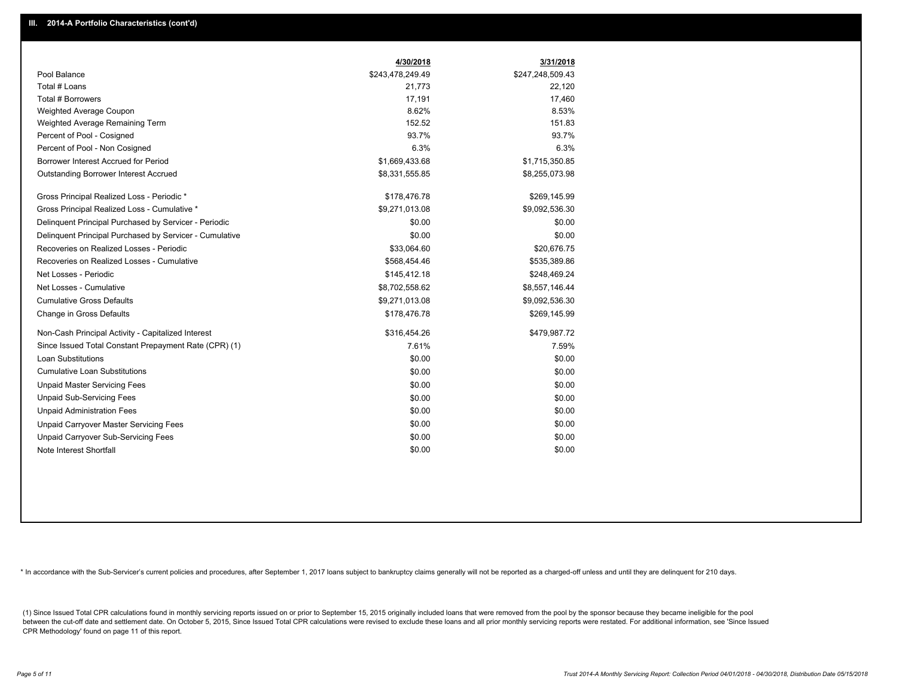## III. 2014-A Portfolio Characteristics (cont'd)

| | 4/30/2018 | 3/31/2018 |
|---|---|---|
| Pool Balance | $243,478,249.49 | $247,248,509.43 |
| Total # Loans | 21,773 | 22,120 |
| Total # Borrowers | 17,191 | 17,460 |
| Weighted Average Coupon | 8.62% | 8.53% |
| Weighted Average Remaining Term | 152.52 | 151.83 |
| Percent of Pool - Cosigned | 93.7% | 93.7% |
| Percent of Pool - Non Cosigned | 6.3% | 6.3% |
| Borrower Interest Accrued for Period | $1,669,433.68 | $1,715,350.85 |
| Outstanding Borrower Interest Accrued | $8,331,555.85 | $8,255,073.98 |
| Gross Principal Realized Loss - Periodic * | $178,476.78 | $269,145.99 |
| Gross Principal Realized Loss - Cumulative * | $9,271,013.08 | $9,092,536.30 |
| Delinquent Principal Purchased by Servicer - Periodic | $0.00 | $0.00 |
| Delinquent Principal Purchased by Servicer - Cumulative | $0.00 | $0.00 |
| Recoveries on Realized Losses - Periodic | $33,064.60 | $20,676.75 |
| Recoveries on Realized Losses - Cumulative | $568,454.46 | $535,389.86 |
| Net Losses - Periodic | $145,412.18 | $248,469.24 |
| Net Losses - Cumulative | $8,702,558.62 | $8,557,146.44 |
| Cumulative Gross Defaults | $9,271,013.08 | $9,092,536.30 |
| Change in Gross Defaults | $178,476.78 | $269,145.99 |
| Non-Cash Principal Activity - Capitalized Interest | $316,454.26 | $479,987.72 |
| Since Issued Total Constant Prepayment Rate (CPR) (1) | 7.61% | 7.59% |
| Loan Substitutions | $0.00 | $0.00 |
| Cumulative Loan Substitutions | $0.00 | $0.00 |
| Unpaid Master Servicing Fees | $0.00 | $0.00 |
| Unpaid Sub-Servicing Fees | $0.00 | $0.00 |
| Unpaid Administration Fees | $0.00 | $0.00 |
| Unpaid Carryover Master Servicing Fees | $0.00 | $0.00 |
| Unpaid Carryover Sub-Servicing Fees | $0.00 | $0.00 |
| Note Interest Shortfall | $0.00 | $0.00 |

* In accordance with the Sub-Servicer's current policies and procedures, after September 1, 2017 loans subject to bankruptcy claims generally will not be reported as a charged-off unless and until they are delinquent for 210 days.

(1) Since Issued Total CPR calculations found in monthly servicing reports issued on or prior to September 15, 2015 originally included loans that were removed from the pool by the sponsor because they became ineligible for the pool between the cut-off date and settlement date. On October 5, 2015, Since Issued Total CPR calculations were revised to exclude these loans and all prior monthly servicing reports were restated. For additional information, see 'Since Issued CPR Methodology' found on page 11 of this report.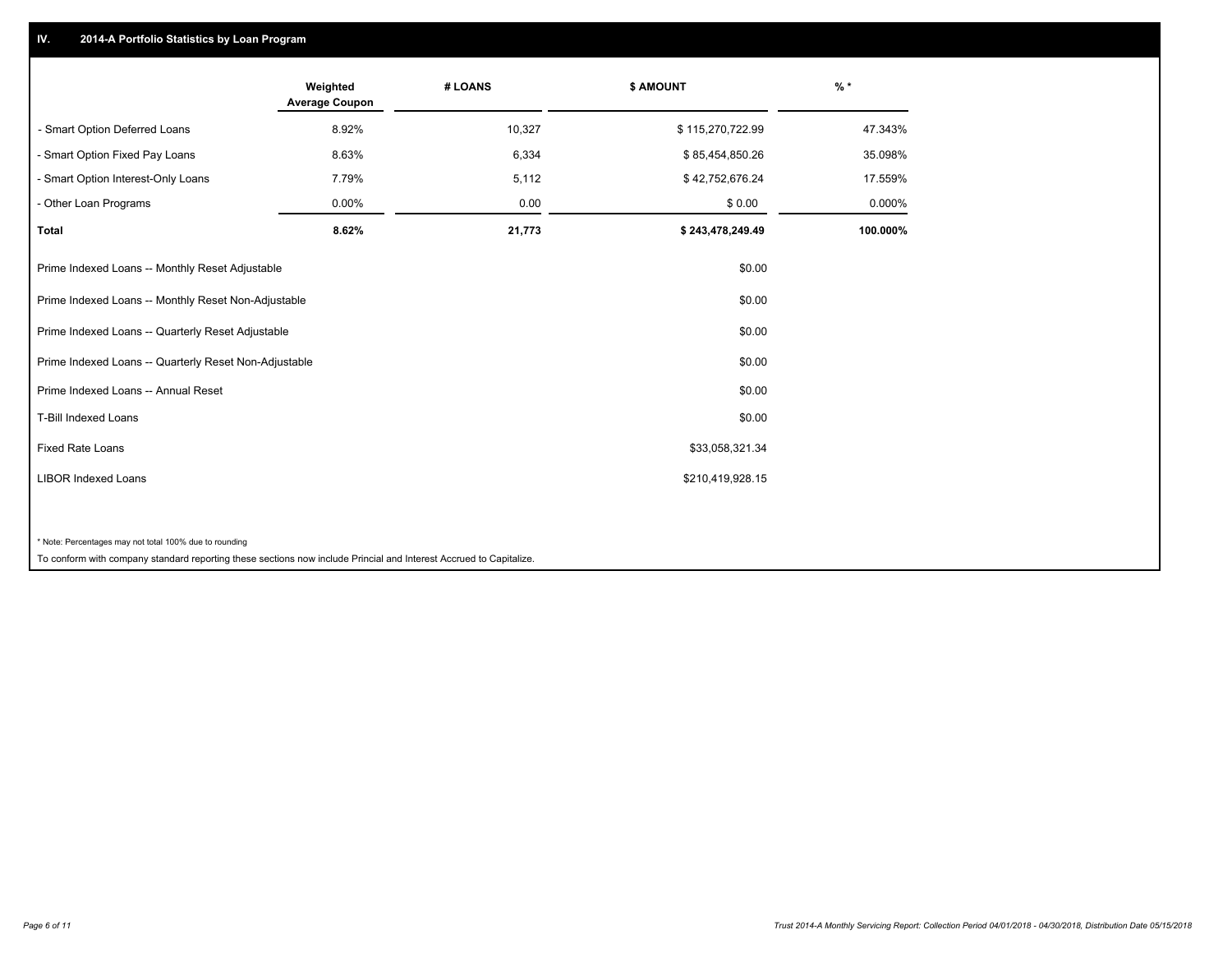## IV. 2014-A Portfolio Statistics by Loan Program

| | Weighted Average Coupon | # LOANS | $ AMOUNT | % * |
|---|---|---|---|---|
| - Smart Option Deferred Loans | 8.92% | 10,327 | $ 115,270,722.99 | 47.343% |
| - Smart Option Fixed Pay Loans | 8.63% | 6,334 | $ 85,454,850.26 | 35.098% |
| - Smart Option Interest-Only Loans | 7.79% | 5,112 | $ 42,752,676.24 | 17.559% |
| - Other Loan Programs | 0.00% | 0.00 | $ 0.00 | 0.000% |
| **Total** | **8.62%** | **21,773** | **$ 243,478,249.49** | **100.000%** |

| | $ AMOUNT |
|---|---|
| Prime Indexed Loans -- Monthly Reset Adjustable | $0.00 |
| Prime Indexed Loans -- Monthly Reset Non-Adjustable | $0.00 |
| Prime Indexed Loans -- Quarterly Reset Adjustable | $0.00 |
| Prime Indexed Loans -- Quarterly Reset Non-Adjustable | $0.00 |
| Prime Indexed Loans -- Annual Reset | $0.00 |
| T-Bill Indexed Loans | $0.00 |
| Fixed Rate Loans | $33,058,321.34 |
| LIBOR Indexed Loans | $210,419,928.15 |

\* Note: Percentages may not total 100% due to rounding

To conform with company standard reporting these sections now include Princial and Interest Accrued to Capitalize.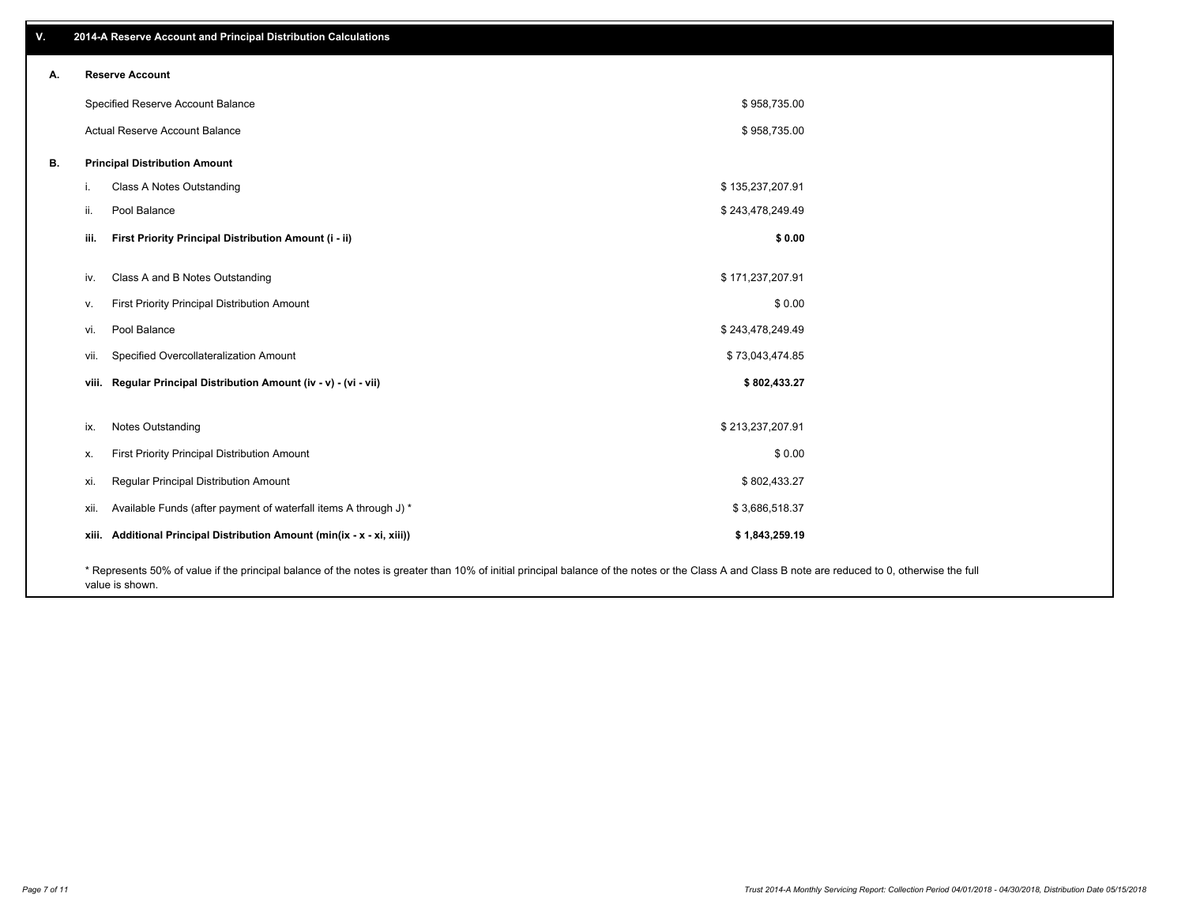## V. 2014-A Reserve Account and Principal Distribution Calculations

### A. Reserve Account

| | |
|---|---|
| Specified Reserve Account Balance | $ 958,735.00 |
| Actual Reserve Account Balance | $ 958,735.00 |

### B. Principal Distribution Amount

| | | |
|---|---|---|
| i. | Class A Notes Outstanding | $ 135,237,207.91 |
| ii. | Pool Balance | $ 243,478,249.49 |
| **iii.** | **First Priority Principal Distribution Amount (i - ii)** | **$ 0.00** |
| iv. | Class A and B Notes Outstanding | $ 171,237,207.91 |
| v. | First Priority Principal Distribution Amount | $ 0.00 |
| vi. | Pool Balance | $ 243,478,249.49 |
| vii. | Specified Overcollateralization Amount | $ 73,043,474.85 |
| **viii.** | **Regular Principal Distribution Amount (iv - v) - (vi - vii)** | **$ 802,433.27** |
| ix. | Notes Outstanding | $ 213,237,207.91 |
| x. | First Priority Principal Distribution Amount | $ 0.00 |
| xi. | Regular Principal Distribution Amount | $ 802,433.27 |
| xii. | Available Funds (after payment of waterfall items A through J) * | $ 3,686,518.37 |
| **xiii.** | **Additional Principal Distribution Amount (min(ix - x - xi, xiii))** | **$ 1,843,259.19** |

* Represents 50% of value if the principal balance of the notes is greater than 10% of initial principal balance of the notes or the Class A and Class B note are reduced to 0, otherwise the full value is shown.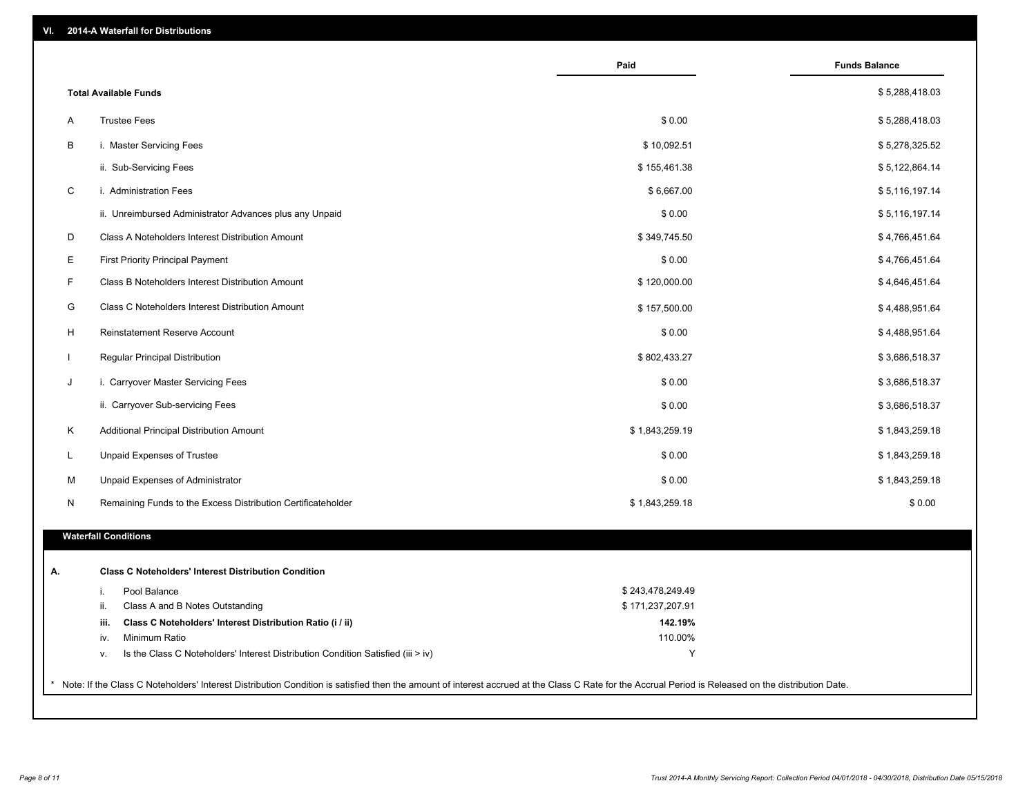## VI. 2014-A Waterfall for Distributions

| | | Paid | Funds Balance |
|---|---|---|---|
| **Total Available Funds** | | | $ 5,288,418.03 |
| A | Trustee Fees | $ 0.00 | $ 5,288,418.03 |
| B | i. Master Servicing Fees | $ 10,092.51 | $ 5,278,325.52 |
| | ii. Sub-Servicing Fees | $ 155,461.38 | $ 5,122,864.14 |
| C | i. Administration Fees | $ 6,667.00 | $ 5,116,197.14 |
| | ii. Unreimbursed Administrator Advances plus any Unpaid | $ 0.00 | $ 5,116,197.14 |
| D | Class A Noteholders Interest Distribution Amount | $ 349,745.50 | $ 4,766,451.64 |
| E | First Priority Principal Payment | $ 0.00 | $ 4,766,451.64 |
| F | Class B Noteholders Interest Distribution Amount | $ 120,000.00 | $ 4,646,451.64 |
| G | Class C Noteholders Interest Distribution Amount | $ 157,500.00 | $ 4,488,951.64 |
| H | Reinstatement Reserve Account | $ 0.00 | $ 4,488,951.64 |
| I | Regular Principal Distribution | $ 802,433.27 | $ 3,686,518.37 |
| J | i. Carryover Master Servicing Fees | $ 0.00 | $ 3,686,518.37 |
| | ii. Carryover Sub-servicing Fees | $ 0.00 | $ 3,686,518.37 |
| K | Additional Principal Distribution Amount | $ 1,843,259.19 | $ 1,843,259.18 |
| L | Unpaid Expenses of Trustee | $ 0.00 | $ 1,843,259.18 |
| M | Unpaid Expenses of Administrator | $ 0.00 | $ 1,843,259.18 |
| N | Remaining Funds to the Excess Distribution Certificateholder | $ 1,843,259.18 | $ 0.00 |

### Waterfall Conditions

| | | | |
|---|---|---|---|
| **A.** | **Class C Noteholders' Interest Distribution Condition** | | |
| | i. | Pool Balance | $ 243,478,249.49 |
| | ii. | Class A and B Notes Outstanding | $ 171,237,207.91 |
| | **iii.** | **Class C Noteholders' Interest Distribution Ratio (i / ii)** | **142.19%** |
| | iv. | Minimum Ratio | 110.00% |
| | v. | Is the Class C Noteholders' Interest Distribution Condition Satisfied (iii > iv) | Y |

* Note: If the Class C Noteholders' Interest Distribution Condition is satisfied then the amount of interest accrued at the Class C Rate for the Accrual Period is Released on the distribution Date.

Trust 2014-A Monthly Servicing Report: Collection Period 04/01/2018 - 04/30/2018, Distribution Date 05/15/2018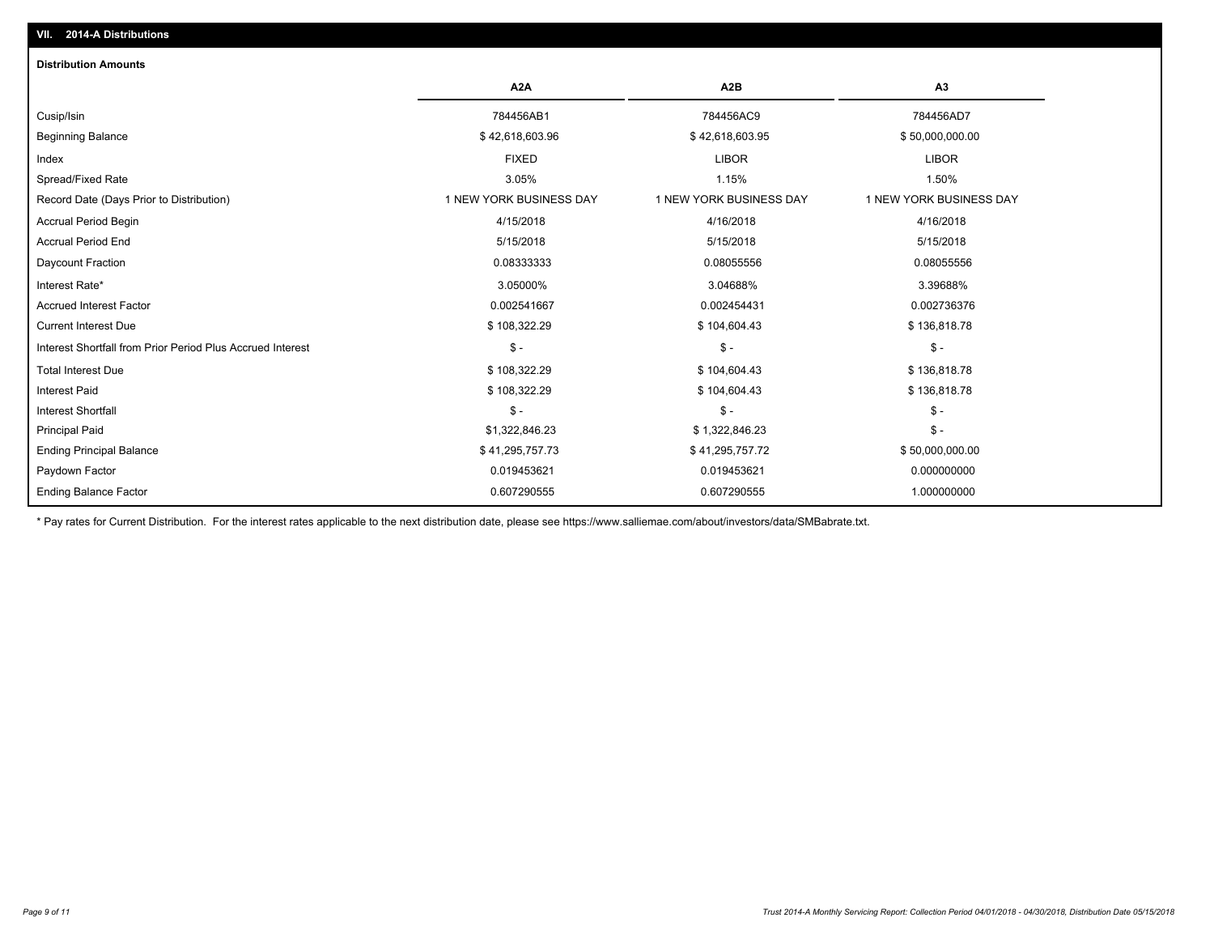## VII. 2014-A Distributions

### Distribution Amounts

| | A2A | A2B | A3 |
|---|---|---|---|
| Cusip/Isin | 784456AB1 | 784456AC9 | 784456AD7 |
| Beginning Balance | $ 42,618,603.96 | $ 42,618,603.95 | $ 50,000,000.00 |
| Index | FIXED | LIBOR | LIBOR |
| Spread/Fixed Rate | 3.05% | 1.15% | 1.50% |
| Record Date (Days Prior to Distribution) | 1 NEW YORK BUSINESS DAY | 1 NEW YORK BUSINESS DAY | 1 NEW YORK BUSINESS DAY |
| Accrual Period Begin | 4/15/2018 | 4/16/2018 | 4/16/2018 |
| Accrual Period End | 5/15/2018 | 5/15/2018 | 5/15/2018 |
| Daycount Fraction | 0.08333333 | 0.08055556 | 0.08055556 |
| Interest Rate* | 3.05000% | 3.04688% | 3.39688% |
| Accrued Interest Factor | 0.002541667 | 0.002454431 | 0.002736376 |
| Current Interest Due | $ 108,322.29 | $ 104,604.43 | $ 136,818.78 |
| Interest Shortfall from Prior Period Plus Accrued Interest | $ - | $ - | $ - |
| Total Interest Due | $ 108,322.29 | $ 104,604.43 | $ 136,818.78 |
| Interest Paid | $ 108,322.29 | $ 104,604.43 | $ 136,818.78 |
| Interest Shortfall | $ - | $ - | $ - |
| Principal Paid | $1,322,846.23 | $ 1,322,846.23 | $ - |
| Ending Principal Balance | $ 41,295,757.73 | $ 41,295,757.72 | $ 50,000,000.00 |
| Paydown Factor | 0.019453621 | 0.019453621 | 0.000000000 |
| Ending Balance Factor | 0.607290555 | 0.607290555 | 1.000000000 |

* Pay rates for Current Distribution. For the interest rates applicable to the next distribution date, please see https://www.salliemae.com/about/investors/data/SMBabrate.txt.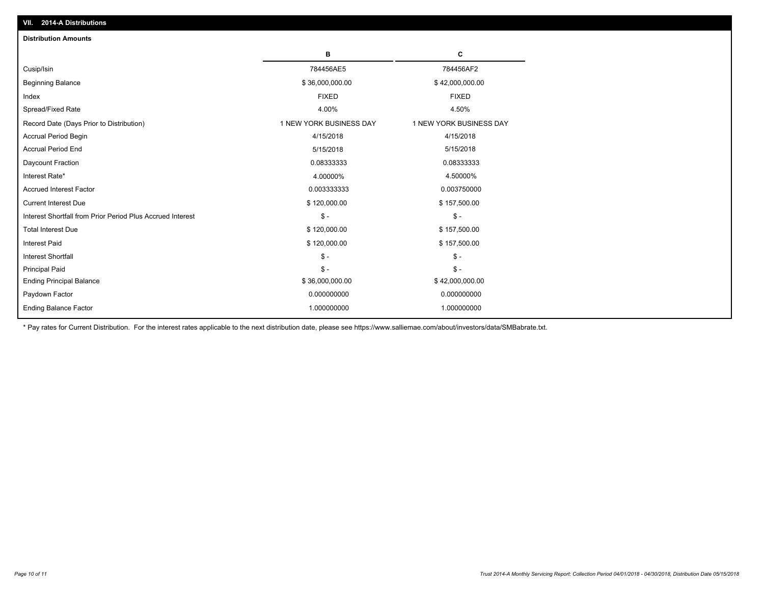## VII. 2014-A Distributions

### Distribution Amounts

| | B | C |
|---|---|---|
| Cusip/Isin | 784456AE5 | 784456AF2 |
| Beginning Balance | $ 36,000,000.00 | $ 42,000,000.00 |
| Index | FIXED | FIXED |
| Spread/Fixed Rate | 4.00% | 4.50% |
| Record Date (Days Prior to Distribution) | 1 NEW YORK BUSINESS DAY | 1 NEW YORK BUSINESS DAY |
| Accrual Period Begin | 4/15/2018 | 4/15/2018 |
| Accrual Period End | 5/15/2018 | 5/15/2018 |
| Daycount Fraction | 0.08333333 | 0.08333333 |
| Interest Rate* | 4.00000% | 4.50000% |
| Accrued Interest Factor | 0.003333333 | 0.003750000 |
| Current Interest Due | $ 120,000.00 | $ 157,500.00 |
| Interest Shortfall from Prior Period Plus Accrued Interest | $ - | $ - |
| Total Interest Due | $ 120,000.00 | $ 157,500.00 |
| Interest Paid | $ 120,000.00 | $ 157,500.00 |
| Interest Shortfall | $ - | $ - |
| Principal Paid | $ - | $ - |
| Ending Principal Balance | $ 36,000,000.00 | $ 42,000,000.00 |
| Paydown Factor | 0.000000000 | 0.000000000 |
| Ending Balance Factor | 1.000000000 | 1.000000000 |

* Pay rates for Current Distribution. For the interest rates applicable to the next distribution date, please see https://www.salliemae.com/about/investors/data/SMBabrate.txt.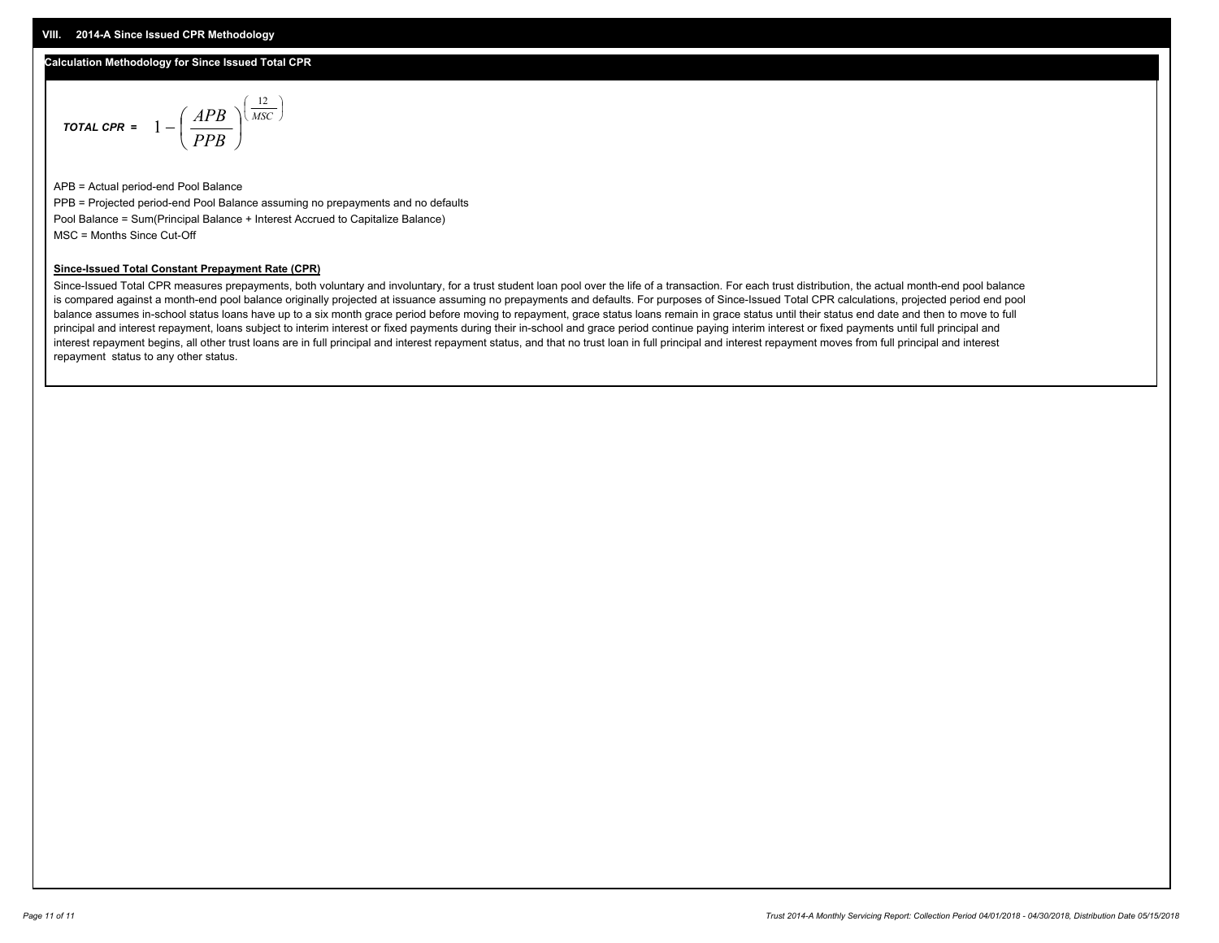## VIII. 2014-A Since Issued CPR Methodology

### Calculation Methodology for Since Issued Total CPR

**TOTAL CPR =** $$1 - \left( \frac{APB}{PPB} \right)^{\left( \frac{12}{MSC} \right)}$$

APB = Actual period-end Pool Balance

PPB = Projected period-end Pool Balance assuming no prepayments and no defaults

Pool Balance = Sum(Principal Balance + Interest Accrued to Capitalize Balance)

MSC = Months Since Cut-Off

**Since-Issued Total Constant Prepayment Rate (CPR)**

Since-Issued Total CPR measures prepayments, both voluntary and involuntary, for a trust student loan pool over the life of a transaction. For each trust distribution, the actual month-end pool balance is compared against a month-end pool balance originally projected at issuance assuming no prepayments and defaults. For purposes of Since-Issued Total CPR calculations, projected period end pool balance assumes in-school status loans have up to a six month grace period before moving to repayment, grace status loans remain in grace status until their status end date and then to move to full principal and interest repayment, loans subject to interim interest or fixed payments during their in-school and grace period continue paying interim interest or fixed payments until full principal and interest repayment begins, all other trust loans are in full principal and interest repayment status, and that no trust loan in full principal and interest repayment moves from full principal and interest repayment status to any other status.